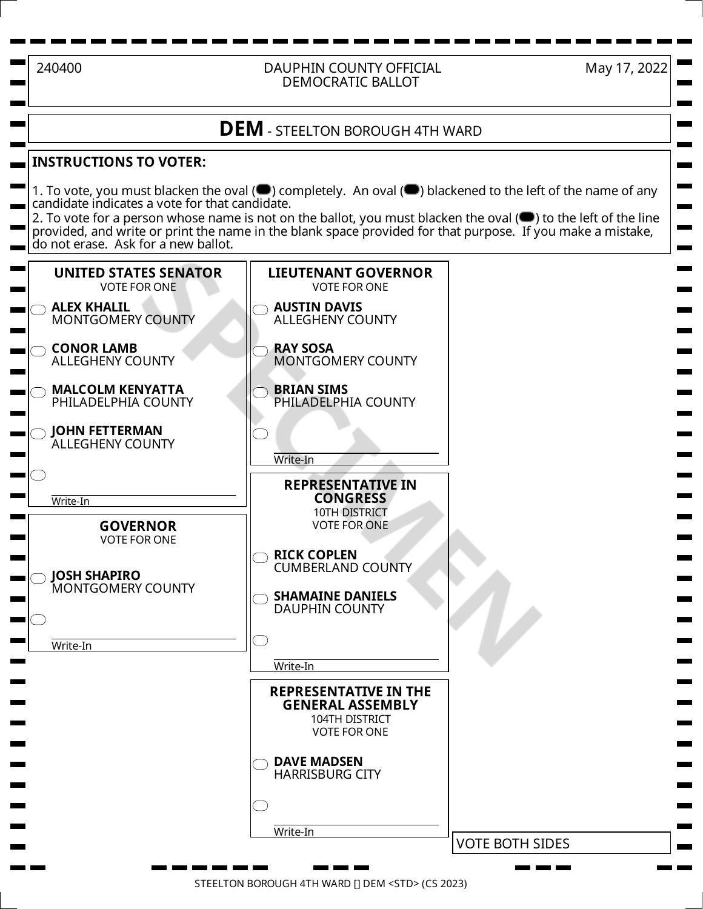240400

DAUPHIN COUNTY OFFICIAL
DEMOCRATIC BALLOT

May 17, 2022

# DEM - STEELTON BOROUGH 4TH WARD

**INSTRUCTIONS TO VOTER:**

1. To vote, you must blacken the oval (⬬) completely. An oval (⬬) blackened to the left of the name of any candidate indicates a vote for that candidate.
2. To vote for a person whose name is not on the ballot, you must blacken the oval (⬬) to the left of the line provided, and write or print the name in the blank space provided for that purpose. If you make a mistake, do not erase. Ask for a new ballot.

## UNITED STATES SENATOR
VOTE FOR ONE

- ⬭ **ALEX KHALIL** MONTGOMERY COUNTY
- ⬭ **CONOR LAMB** ALLEGHENY COUNTY
- ⬭ **MALCOLM KENYATTA** PHILADELPHIA COUNTY
- ⬭ **JOHN FETTERMAN** ALLEGHENY COUNTY
- ⬭ ____________ Write-In

## GOVERNOR
VOTE FOR ONE

- ⬭ **JOSH SHAPIRO** MONTGOMERY COUNTY
- ⬭ ____________ Write-In

## LIEUTENANT GOVERNOR
VOTE FOR ONE

- ⬭ **AUSTIN DAVIS** ALLEGHENY COUNTY
- ⬭ **RAY SOSA** MONTGOMERY COUNTY
- ⬭ **BRIAN SIMS** PHILADELPHIA COUNTY
- ⬭ ____________ Write-In

## REPRESENTATIVE IN CONGRESS
10TH DISTRICT
VOTE FOR ONE

- ⬭ **RICK COPLEN** CUMBERLAND COUNTY
- ⬭ **SHAMAINE DANIELS** DAUPHIN COUNTY
- ⬭ ____________ Write-In

## REPRESENTATIVE IN THE GENERAL ASSEMBLY
104TH DISTRICT
VOTE FOR ONE

- ⬭ **DAVE MADSEN** HARRISBURG CITY
- ⬭ ____________ Write-In

VOTE BOTH SIDES

STEELTON BOROUGH 4TH WARD [] DEM <STD> (CS 2023)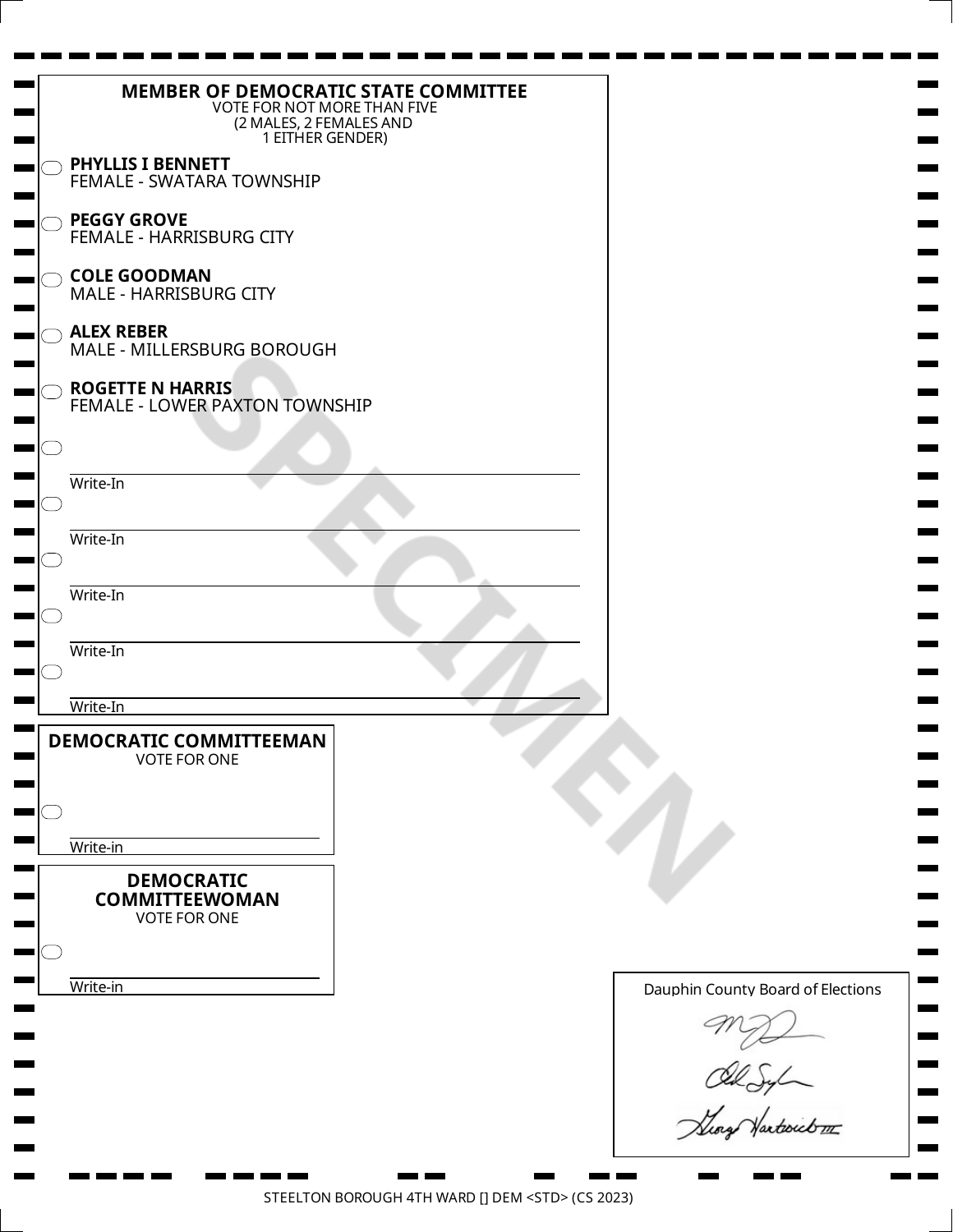## MEMBER OF DEMOCRATIC STATE COMMITTEE

VOTE FOR NOT MORE THAN FIVE
(2 MALES, 2 FEMALES AND
1 EITHER GENDER)

- **PHYLLIS I BENNETT**
  FEMALE - SWATARA TOWNSHIP
- **PEGGY GROVE**
  FEMALE - HARRISBURG CITY
- **COLE GOODMAN**
  MALE - HARRISBURG CITY
- **ALEX REBER**
  MALE - MILLERSBURG BOROUGH
- **ROGETTE N HARRIS**
  FEMALE - LOWER PAXTON TOWNSHIP
- Write-In
- Write-In
- Write-In
- Write-In
- Write-In

## DEMOCRATIC COMMITTEEMAN

VOTE FOR ONE

- Write-in

## DEMOCRATIC COMMITTEEWOMAN

VOTE FOR ONE

- Write-in

SPECIMEN

Dauphin County Board of Elections

STEELTON BOROUGH 4TH WARD [] DEM <STD> (CS 2023)